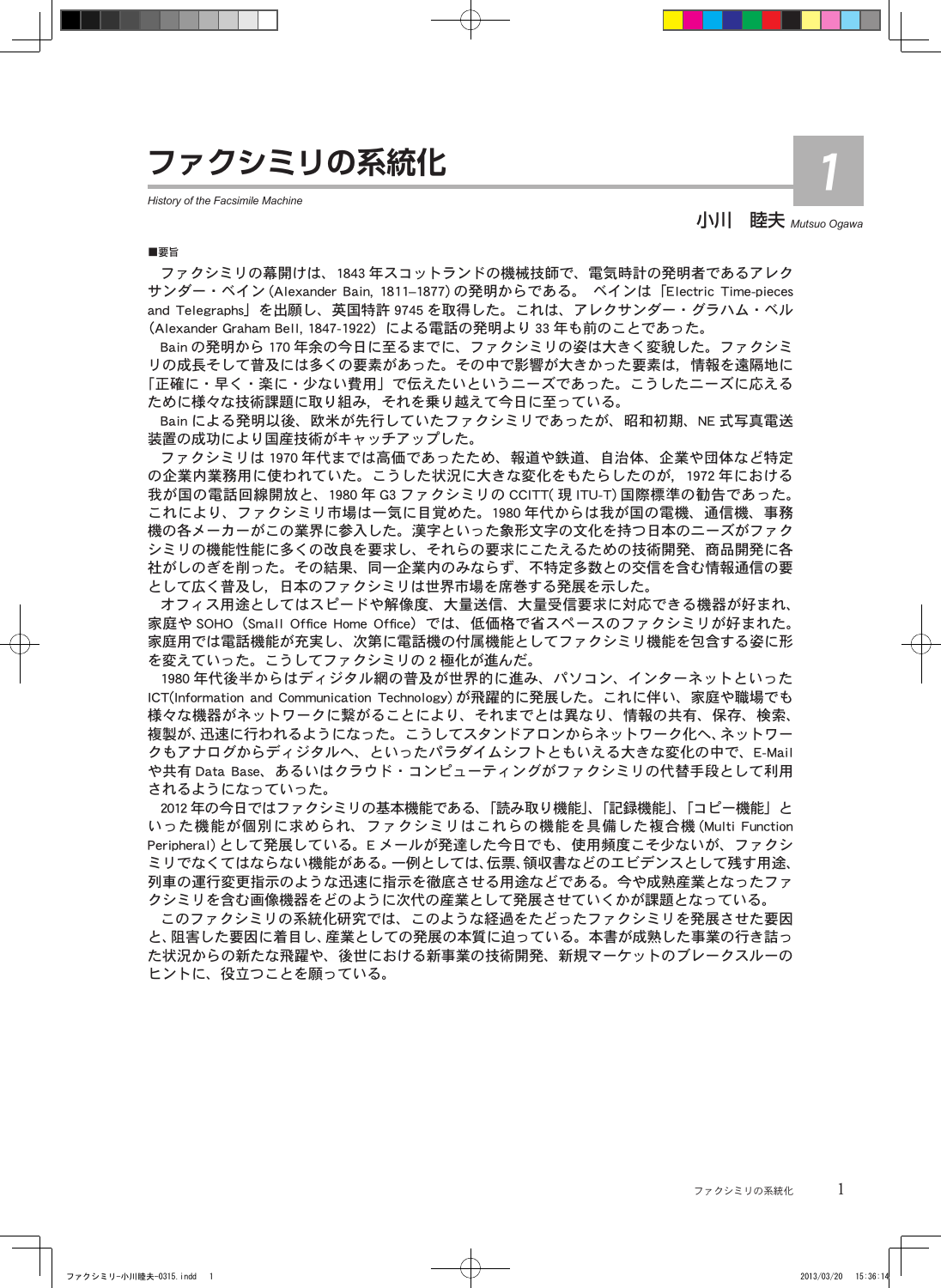# ファクシミリの系統化

*History of the Facsimile Machine*

小川　睦夫 *Mutsuo Ogawa*

1

■要旨

ファクシミリの幕開けは、1843 年スコットランドの機械技師で、電気時計の発明者であるアレクサンダー・ベイン (Alexander Bain, 1811–1877) の発明からである。 ベインは「Electric Time-pieces and Telegraphs」を出願し、英国特許 9745 を取得した。これは、アレクサンダー・グラハム・ベル（Alexander Graham Bell, 1847-1922）による電話の発明より 33 年も前のことであった。

Bain の発明から 170 年余の今日に至るまでに、ファクシミリの姿は大きく変貌した。ファクシミリの成長そして普及には多くの要素があった。その中で影響が大きかった要素は，情報を遠隔地に「正確に・早く・楽に・少ない費用」で伝えたいというニーズであった。こうしたニーズに応えるために様々な技術課題に取り組み，それを乗り越えて今日に至っている。

Bain による発明以後、欧米が先行していたファクシミリであったが、昭和初期、NE 式写真電送装置の成功により国産技術がキャッチアップした。

ファクシミリは 1970 年代までは高価であったため、報道や鉄道、自治体、企業や団体など特定の企業内業務用に使われていた。こうした状況に大きな変化をもたらしたのが，1972 年における我が国の電話回線開放と、1980 年 G3 ファクシミリの CCITT( 現 ITU-T) 国際標準の勧告であった。これにより、ファクシミリ市場は一気に目覚めた。1980 年代からは我が国の電機、通信機、事務機の各メーカーがこの業界に参入した。漢字といった象形文字の文化を持つ日本のニーズがファクシミリの機能性能に多くの改良を要求し、それらの要求にこたえるための技術開発、商品開発に各社がしのぎを削った。その結果、同一企業内のみならず、不特定多数との交信を含む情報通信の要として広く普及し，日本のファクシミリは世界市場を席巻する発展を示した。

オフィス用途としてはスピードや解像度、大量送信、大量受信要求に対応できる機器が好まれ、家庭や SOHO（Small Office Home Office）では、低価格で省スペースのファクシミリが好まれた。家庭用では電話機能が充実し、次第に電話機の付属機能としてファクシミリ機能を包含する姿に形を変えていった。こうしてファクシミリの 2 極化が進んだ。

1980 年代後半からはディジタル網の普及が世界的に進み、パソコン、インターネットといった ICT(Information and Communication Technology) が飛躍的に発展した。これに伴い、家庭や職場でも様々な機器がネットワークに繋がることにより、それまでとは異なり、情報の共有、保存、検索、複製が、迅速に行われるようになった。こうしてスタンドアロンからネットワーク化へ、ネットワークもアナログからディジタルへ、といったパラダイムシフトともいえる大きな変化の中で、E-Mail や共有 Data Base、あるいはクラウド・コンピューティングがファクシミリの代替手段として利用されるようになっていった。

2012 年の今日ではファクシミリの基本機能である、「読み取り機能」、「記録機能」、「コピー機能」といった機能が個別に求められ、ファクシミリはこれらの機能を具備した複合機 (Multi Function Peripheral) として発展している。E メールが発達した今日でも、使用頻度こそ少ないが、ファクシミリでなくてはならない機能がある。一例としては、伝票、領収書などのエビデンスとして残す用途、列車の運行変更指示のような迅速に指示を徹底させる用途などである。今や成熟産業となったファクシミリを含む画像機器をどのように次代の産業として発展させていくかが課題となっている。

このファクシミリの系統化研究では、このような経過をたどったファクシミリを発展させた要因と、阻害した要因に着目し、産業としての発展の本質に迫っている。本書が成熟した事業の行き詰った状況からの新たな飛躍や、後世における新事業の技術開発、新規マーケットのブレークスルーのヒントに、役立つことを願っている。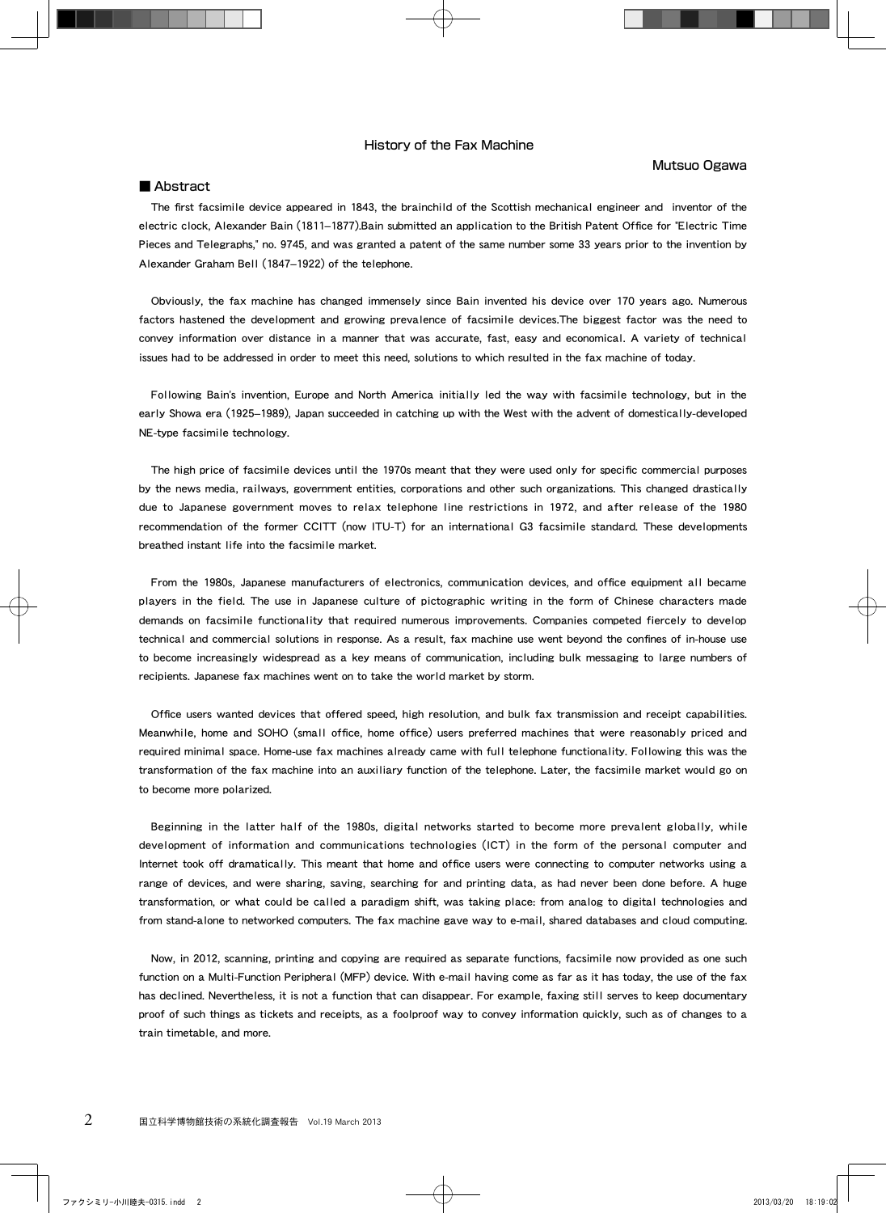# History of the Fax Machine

**Mutsuo Ogawa**

## ■ Abstract

The first facsimile device appeared in 1843, the brainchild of the Scottish mechanical engineer and inventor of the electric clock, Alexander Bain (1811–1877).Bain submitted an application to the British Patent Office for "Electric Time Pieces and Telegraphs," no. 9745, and was granted a patent of the same number some 33 years prior to the invention by Alexander Graham Bell (1847–1922) of the telephone.

Obviously, the fax machine has changed immensely since Bain invented his device over 170 years ago. Numerous factors hastened the development and growing prevalence of facsimile devices.The biggest factor was the need to convey information over distance in a manner that was accurate, fast, easy and economical. A variety of technical issues had to be addressed in order to meet this need, solutions to which resulted in the fax machine of today.

Following Bain's invention, Europe and North America initially led the way with facsimile technology, but in the early Showa era (1925–1989), Japan succeeded in catching up with the West with the advent of domestically-developed NE-type facsimile technology.

The high price of facsimile devices until the 1970s meant that they were used only for specific commercial purposes by the news media, railways, government entities, corporations and other such organizations. This changed drastically due to Japanese government moves to relax telephone line restrictions in 1972, and after release of the 1980 recommendation of the former CCITT (now ITU-T) for an international G3 facsimile standard. These developments breathed instant life into the facsimile market.

From the 1980s, Japanese manufacturers of electronics, communication devices, and office equipment all became players in the field. The use in Japanese culture of pictographic writing in the form of Chinese characters made demands on facsimile functionality that required numerous improvements. Companies competed fiercely to develop technical and commercial solutions in response. As a result, fax machine use went beyond the confines of in-house use to become increasingly widespread as a key means of communication, including bulk messaging to large numbers of recipients. Japanese fax machines went on to take the world market by storm.

Office users wanted devices that offered speed, high resolution, and bulk fax transmission and receipt capabilities. Meanwhile, home and SOHO (small office, home office) users preferred machines that were reasonably priced and required minimal space. Home-use fax machines already came with full telephone functionality. Following this was the transformation of the fax machine into an auxiliary function of the telephone. Later, the facsimile market would go on to become more polarized.

Beginning in the latter half of the 1980s, digital networks started to become more prevalent globally, while development of information and communications technologies (ICT) in the form of the personal computer and Internet took off dramatically. This meant that home and office users were connecting to computer networks using a range of devices, and were sharing, saving, searching for and printing data, as had never been done before. A huge transformation, or what could be called a paradigm shift, was taking place: from analog to digital technologies and from stand-alone to networked computers. The fax machine gave way to e-mail, shared databases and cloud computing.

Now, in 2012, scanning, printing and copying are required as separate functions, facsimile now provided as one such function on a Multi-Function Peripheral (MFP) device. With e-mail having come as far as it has today, the use of the fax has declined. Nevertheless, it is not a function that can disappear. For example, faxing still serves to keep documentary proof of such things as tickets and receipts, as a foolproof way to convey information quickly, such as of changes to a train timetable, and more.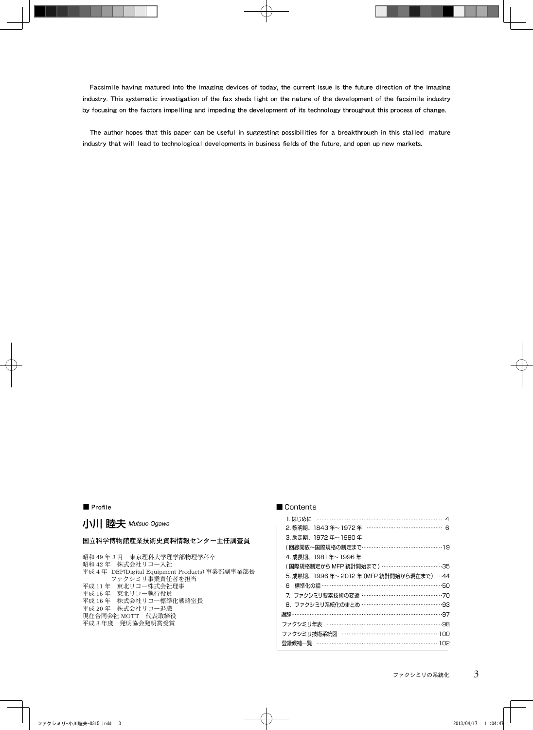Facsimile having matured into the imaging devices of today, the current issue is the future direction of the imaging industry. This systematic investigation of the fax sheds light on the nature of the development of the facsimile industry by focusing on the factors impelling and impeding the development of its technology throughout this process of change.

The author hopes that this paper can be useful in suggesting possibilities for a breakthrough in this stalled mature industry that will lead to technological developments in business fields of the future, and open up new markets.

## ■ Profile

### 小川 睦夫 *Mutsuo Ogawa*

**国立科学博物館産業技術史資料情報センター主任調査員**

昭和 49 年 3 月　東京理科大学理学部物理学科卒
昭和 42 年　株式会社リコー入社
平成 4 年　DEP(Digital Equipment Products) 事業部副事業部長
　　　　　ファクシミリ事業責任者を担当
平成 11 年　東北リコー株式会社理事
平成 15 年　東北リコー執行役員
平成 16 年　株式会社リコー標準化戦略室長
平成 20 年　株式会社リコー退職
現在合同会社 MOTT　代表取締役
平成 3 年度　発明協会発明賞受賞

## ■ Contents

1. はじめに ………… 4
2. 黎明期、1843 年～ 1972 年 ………… 6
3. 助走期、1972 年～ 1980 年
　( 回線開放～国際規格の制定まで ………… 19
4. 成長期、1981 年～ 1996 年
　( 国際規格制定から MFP 統計開始まで ) ………… 35
5. 成熟期、1996 年～ 2012 年 (MFP 統計開始から現在まで) ………… 44
6　標準化の話 ………… 50
7. ファクシミリ要素技術の変遷 ………… 70
8. ファクシミリ系統化のまとめ ………… 93

謝辞 ………… 97
ファクシミリ年表 ………… 98
ファクシミリ技術系統図 ………… 100
登録候補一覧 ………… 102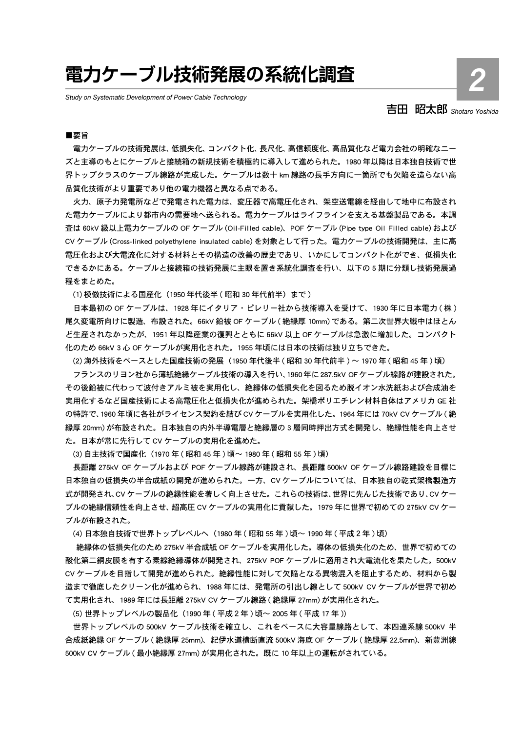# 電力ケーブル技術発展の系統化調査

*Study on Systematic Development of Power Cable Technology*

**2**

吉田　昭太郎 *Shotaro Yoshida*

■要旨

電力ケーブルの技術発展は、低損失化、コンパクト化、長尺化、高信頼度化、高品質化など電力会社の明確なニーズと主導のもとにケーブルと接続箱の新規技術を積極的に導入して進められた。1980 年以降は日本独自技術で世界トップクラスのケーブル線路が完成した。ケーブルは数十 km 線路の長手方向に一箇所でも欠陥を造らない高品質化技術がより重要であり他の電力機器と異なる点である。

火力、原子力発電所などで発電された電力は、変圧器で高電圧化され、架空送電線を経由して地中に布設された電力ケーブルにより都市内の需要地へ送られる。電力ケーブルはライフラインを支える基盤製品である。本調査は 60kV 級以上電力ケーブルの OF ケーブル (Oil-Filled cable)、POF ケーブル (Pipe type Oil Filled cable) および CV ケーブル (Cross-linked polyethylene insulated cable) を対象として行った。電力ケーブルの技術開発は、主に高電圧化および大電流化に対する材料とその構造の改善の歴史であり、いかにしてコンパクト化ができ、低損失化できるかにある。ケーブルと接続箱の技術発展に主眼を置き系統化調査を行い、以下の 5 期に分類し技術発展過程をまとめた。

(1) 模倣技術による国産化（1950 年代後半 ( 昭和 30 年代前半）まで )

日本最初の OF ケーブルは、1928 年にイタリア・ピレリー社から技術導入を受けて、1930 年に日本電力 ( 株 ) 尾久変電所向けに製造、布設された。66kV 鉛被 OF ケーブル ( 絶縁厚 10mm) である。第二次世界大戦中はほとんど生産されなかったが、1951 年以降産業の復興とともに 66kV 以上 OF ケーブルは急激に増加した。コンパクト化のため 66kV 3 心 OF ケーブルが実用化された。1955 年頃には日本の技術は独り立ちできた。

(2) 海外技術をベースとした国産技術の発展（1950 年代後半 ( 昭和 30 年代前半 ) 〜 1970 年 ( 昭和 45 年 ) 頃）

フランスのリヨン社から薄紙絶縁ケーブル技術の導入を行い、1960 年に 287.5kV OF ケーブル線路が建設された。その後鉛被に代わって波付きアルミ被を実用化し、絶縁体の低損失化を図るため脱イオン水洗紙および合成油を実用化するなど国産技術による高電圧化と低損失化が進められた。架橋ポリエチレン材料自体はアメリカ GE 社の特許で、1960 年頃に各社がライセンス契約を結び CV ケーブルを実用化した。1964 年には 70kV CV ケーブル ( 絶縁厚 20mm) が布設された。日本独自の内外半導電層と絶縁層の 3 層同時押出方式を開発し、絶縁性能を向上させた。日本が常に先行して CV ケーブルの実用化を進めた。

(3) 自主技術で国産化（1970 年 ( 昭和 45 年 ) 頃〜 1980 年 ( 昭和 55 年 ) 頃）

長距離 275kV OF ケーブルおよび POF ケーブル線路が建設され、長距離 500kV OF ケーブル線路建設を目標に日本独自の低損失の半合成紙の開発が進められた。一方、CV ケーブルについては、日本独自の乾式架橋製造方式が開発され、CV ケーブルの絶縁性能を著しく向上させた。これらの技術は、世界に先んじた技術であり、CV ケーブルの絶縁信頼性を向上させ、超高圧 CV ケーブルの実用化に貢献した。1979 年に世界で初めての 275kV CV ケーブルが布設された。

(4) 日本独自技術で世界トップレベルへ（1980 年 ( 昭和 55 年 ) 頃〜 1990 年 ( 平成 2 年 ) 頃）

絶縁体の低損失化のため 275kV 半合成紙 OF ケーブルを実用化した。導体の低損失化のため、世界で初めての酸化第二銅皮膜を有する素線絶縁導体が開発され、275kV POF ケーブルに適用され大電流化を果たした。500kV CV ケーブルを目指して開発が進められた。絶縁性能に対して欠陥となる異物混入を阻止するため、材料から製造まで徹底したクリーン化が進められ、1988 年には、発電所の引出し線として 500kV CV ケーブルが世界で初めて実用化され、1989 年には長距離 275kV CV ケーブル線路 ( 絶縁厚 27mm) が実用化された。

(5) 世界トップレベルの製品化（1990 年 ( 平成 2 年 ) 頃〜 2005 年 ( 平成 17 年 ))

世界トップレベルの 500kV ケーブル技術を確立し、これをベースに大容量線路として、本四連系線 500kV 半合成紙絶縁 OF ケーブル ( 絶縁厚 25mm)、紀伊水道横断直流 500kV 海底 OF ケーブル ( 絶縁厚 22.5mm)、新豊洲線 500kV CV ケーブル ( 最小絶縁厚 27mm) が実用化された。既に 10 年以上の運転がされている。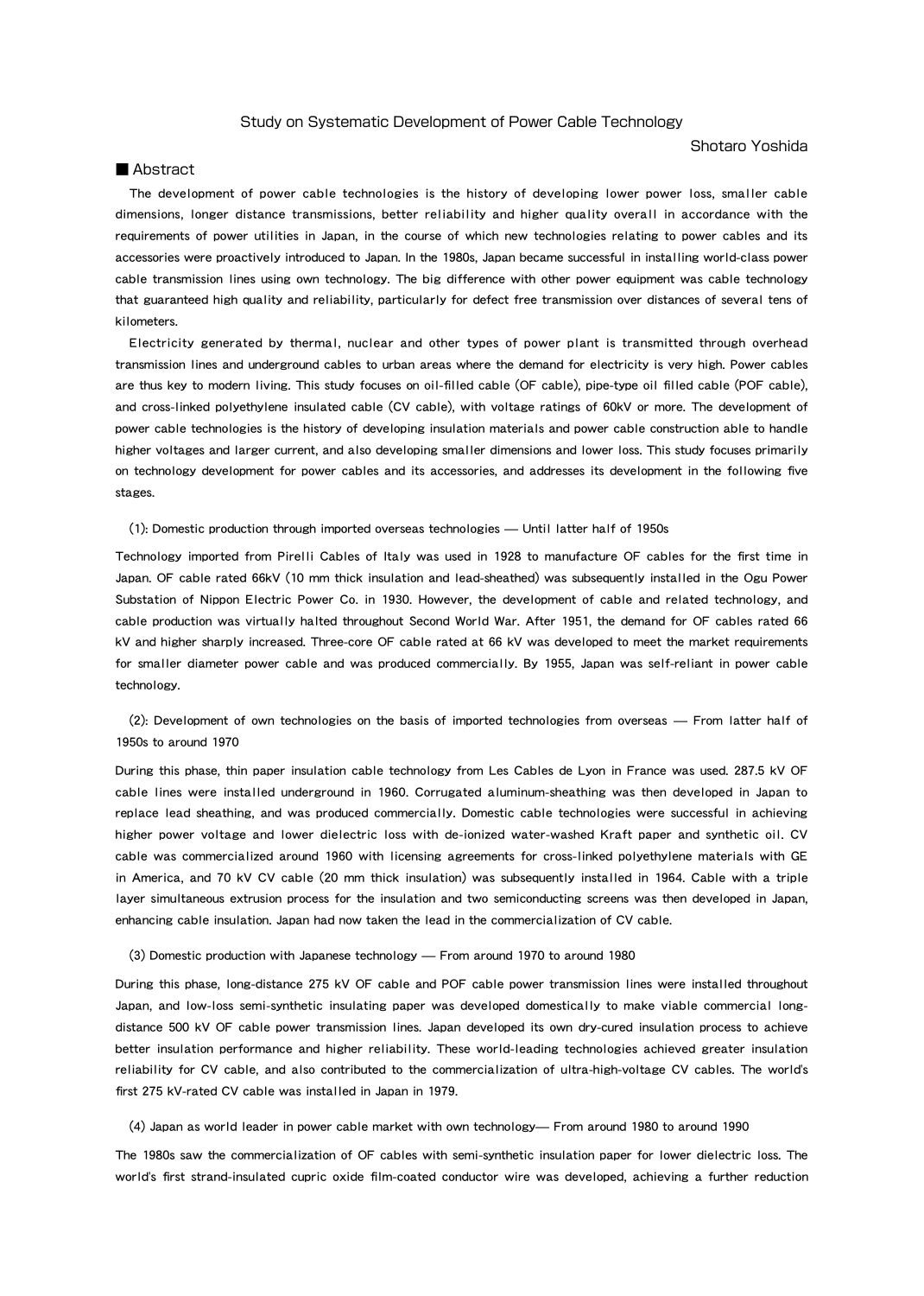Study on Systematic Development of Power Cable Technology

Shotaro Yoshida

## ■ Abstract

The development of power cable technologies is the history of developing lower power loss, smaller cable dimensions, longer distance transmissions, better reliability and higher quality overall in accordance with the requirements of power utilities in Japan, in the course of which new technologies relating to power cables and its accessories were proactively introduced to Japan. In the 1980s, Japan became successful in installing world-class power cable transmission lines using own technology. The big difference with other power equipment was cable technology that guaranteed high quality and reliability, particularly for defect free transmission over distances of several tens of kilometers.

Electricity generated by thermal, nuclear and other types of power plant is transmitted through overhead transmission lines and underground cables to urban areas where the demand for electricity is very high. Power cables are thus key to modern living. This study focuses on oil-filled cable (OF cable), pipe-type oil filled cable (POF cable), and cross-linked polyethylene insulated cable (CV cable), with voltage ratings of 60kV or more. The development of power cable technologies is the history of developing insulation materials and power cable construction able to handle higher voltages and larger current, and also developing smaller dimensions and lower loss. This study focuses primarily on technology development for power cables and its accessories, and addresses its development in the following five stages.

(1): Domestic production through imported overseas technologies — Until latter half of 1950s

Technology imported from Pirelli Cables of Italy was used in 1928 to manufacture OF cables for the first time in Japan. OF cable rated 66kV (10 mm thick insulation and lead-sheathed) was subsequently installed in the Ogu Power Substation of Nippon Electric Power Co. in 1930. However, the development of cable and related technology, and cable production was virtually halted throughout Second World War. After 1951, the demand for OF cables rated 66 kV and higher sharply increased. Three-core OF cable rated at 66 kV was developed to meet the market requirements for smaller diameter power cable and was produced commercially. By 1955, Japan was self-reliant in power cable technology.

(2): Development of own technologies on the basis of imported technologies from overseas — From latter half of 1950s to around 1970

During this phase, thin paper insulation cable technology from Les Cables de Lyon in France was used. 287.5 kV OF cable lines were installed underground in 1960. Corrugated aluminum-sheathing was then developed in Japan to replace lead sheathing, and was produced commercially. Domestic cable technologies were successful in achieving higher power voltage and lower dielectric loss with de-ionized water-washed Kraft paper and synthetic oil. CV cable was commercialized around 1960 with licensing agreements for cross-linked polyethylene materials with GE in America, and 70 kV CV cable (20 mm thick insulation) was subsequently installed in 1964. Cable with a triple layer simultaneous extrusion process for the insulation and two semiconducting screens was then developed in Japan, enhancing cable insulation. Japan had now taken the lead in the commercialization of CV cable.

(3) Domestic production with Japanese technology — From around 1970 to around 1980

During this phase, long-distance 275 kV OF cable and POF cable power transmission lines were installed throughout Japan, and low-loss semi-synthetic insulating paper was developed domestically to make viable commercial long-distance 500 kV OF cable power transmission lines. Japan developed its own dry-cured insulation process to achieve better insulation performance and higher reliability. These world-leading technologies achieved greater insulation reliability for CV cable, and also contributed to the commercialization of ultra-high-voltage CV cables. The world's first 275 kV-rated CV cable was installed in Japan in 1979.

(4) Japan as world leader in power cable market with own technology— From around 1980 to around 1990

The 1980s saw the commercialization of OF cables with semi-synthetic insulation paper for lower dielectric loss. The world's first strand-insulated cupric oxide film-coated conductor wire was developed, achieving a further reduction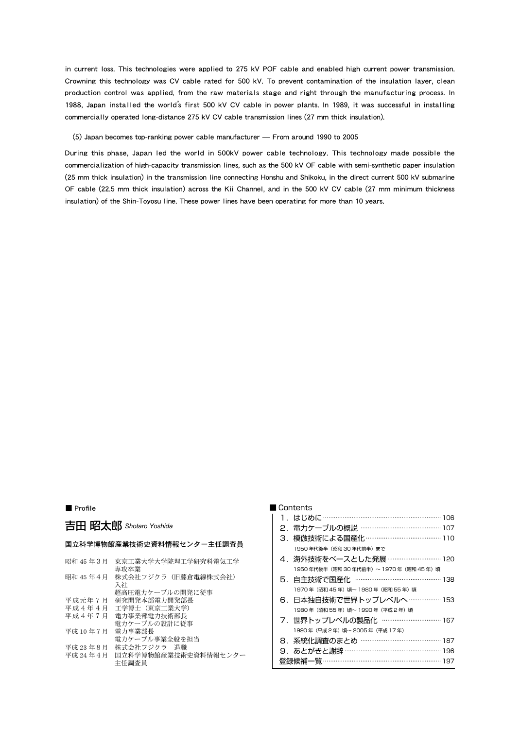in current loss. This technologies were applied to 275 kV POF cable and enabled high current power transmission. Crowning this technology was CV cable rated for 500 kV. To prevent contamination of the insulation layer, clean production control was applied, from the raw materials stage and right through the manufacturing process. In 1988, Japan installed the world's first 500 kV CV cable in power plants. In 1989, it was successful in installing commercially operated long-distance 275 kV CV cable transmission lines (27 mm thick insulation).

(5) Japan becomes top-ranking power cable manufacturer — From around 1990 to 2005

During this phase, Japan led the world in 500kV power cable technology. This technology made possible the commercialization of high-capacity transmission lines, such as the 500 kV OF cable with semi-synthetic paper insulation (25 mm thick insulation) in the transmission line connecting Honshu and Shikoku, in the direct current 500 kV submarine OF cable (22.5 mm thick insulation) across the Kii Channel, and in the 500 kV CV cable (27 mm minimum thickness insulation) of the Shin-Toyosu line. These power lines have been operating for more than 10 years.

■ Profile

## 吉田 昭太郎 *Shotaro Yoshida*

**国立科学博物館産業技術史資料情報センター主任調査員**

| | |
|---|---|
| 昭和 45 年 3 月 | 東京工業大学大学院理工学研究科電気工学専攻卒業 |
| 昭和 45 年 4 月 | 株式会社フジクラ（旧藤倉電線株式会社）入社<br>超高圧電力ケーブルの開発に従事 |
| 平成元年 7 月 | 研究開発本部電力開発部長 |
| 平成 4 年 4 月 | 工学博士（東京工業大学） |
| 平成 4 年 7 月 | 電力事業部電力技術部長<br>電力ケーブルの設計に従事 |
| 平成 10 年 7 月 | 電力事業部長<br>電力ケーブル事業全般を担当 |
| 平成 23 年 8 月 | 株式会社フジクラ　退職 |
| 平成 24 年 4 月 | 国立科学博物館産業技術史資料情報センター主任調査員 |

■ Contents

1．はじめに……106
2．電力ケーブルの概説……107
3．模倣技術による国産化……110
　1950 年代後半（昭和 30 年代前半）まで
4．海外技術をベースとした発展……120
　1950 年代後半（昭和 30 年代前半）～ 1970 年（昭和 45 年）頃
5．自主技術で国産化……138
　1970 年（昭和 45 年）頃～ 1980 年（昭和 55 年）頃
6．日本独自技術で世界トップレベルへ……153
　1980 年（昭和 55 年）頃～ 1990 年（平成 2 年）頃
7．世界トップレベルの製品化……167
　1990 年（平成 2 年）頃～ 2005 年（平成 17 年）
8．系統化調査のまとめ……187
9．あとがきと謝辞……196
登録候補一覧……197